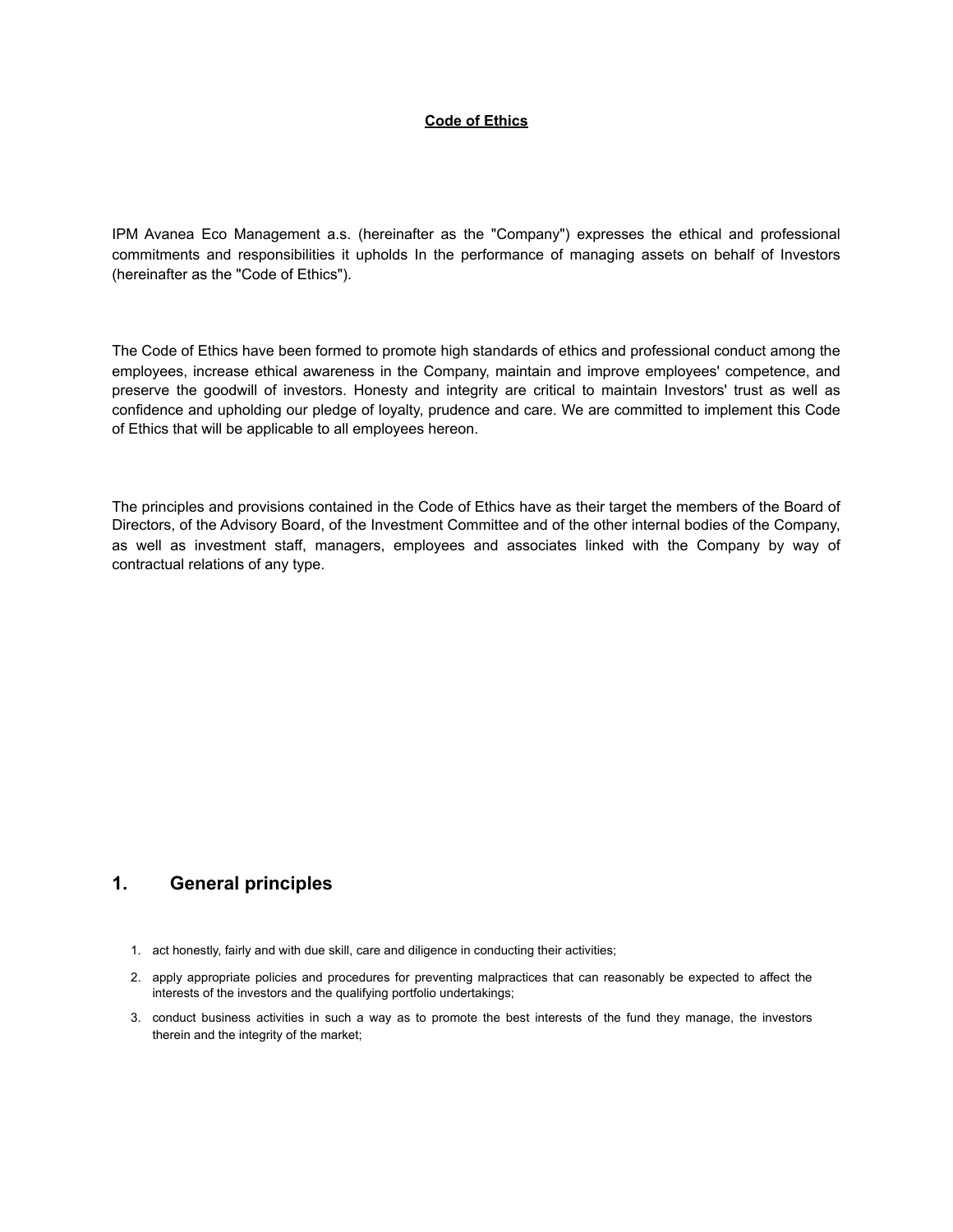**Code of Ethics**

IPM Avanea Eco Management a.s. (hereinafter as the "Company") expresses the ethical and professional commitments and responsibilities it upholds In the performance of managing assets on behalf of Investors (hereinafter as the "Code of Ethics").

The Code of Ethics have been formed to promote high standards of ethics and professional conduct among the employees, increase ethical awareness in the Company, maintain and improve employees' competence, and preserve the goodwill of investors. Honesty and integrity are critical to maintain Investors' trust as well as confidence and upholding our pledge of loyalty, prudence and care. We are committed to implement this Code of Ethics that will be applicable to all employees hereon.

The principles and provisions contained in the Code of Ethics have as their target the members of the Board of Directors, of the Advisory Board, of the Investment Committee and of the other internal bodies of the Company, as well as investment staff, managers, employees and associates linked with the Company by way of contractual relations of any type.

## 1. General principles

1. act honestly, fairly and with due skill, care and diligence in conducting their activities;
2. apply appropriate policies and procedures for preventing malpractices that can reasonably be expected to affect the interests of the investors and the qualifying portfolio undertakings;
3. conduct business activities in such a way as to promote the best interests of the fund they manage, the investors therein and the integrity of the market;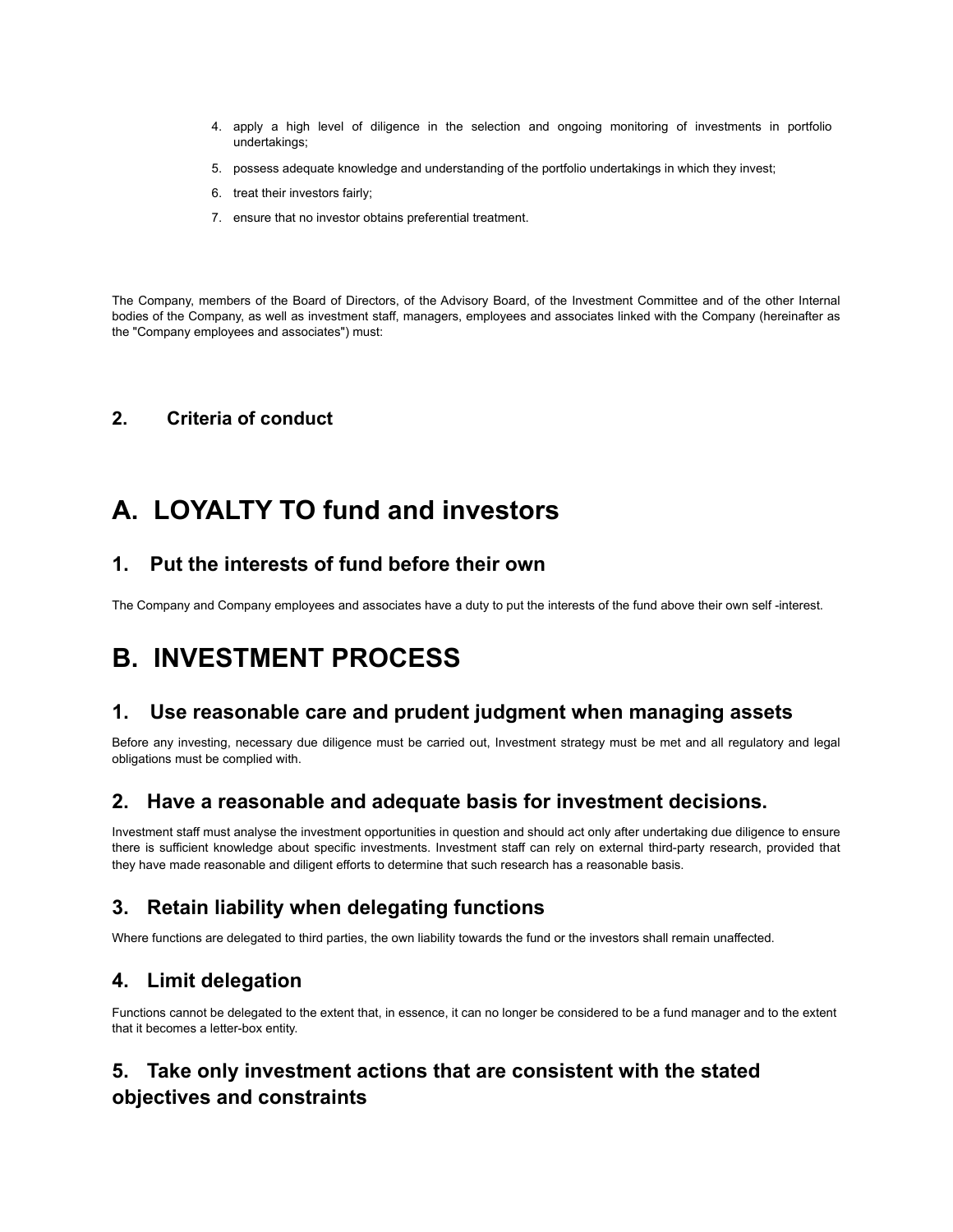4. apply a high level of diligence in the selection and ongoing monitoring of investments in portfolio undertakings;
5. possess adequate knowledge and understanding of the portfolio undertakings in which they invest;
6. treat their investors fairly;
7. ensure that no investor obtains preferential treatment.

The Company, members of the Board of Directors, of the Advisory Board, of the Investment Committee and of the other Internal bodies of the Company, as well as investment staff, managers, employees and associates linked with the Company (hereinafter as the "Company employees and associates") must:

### 2. Criteria of conduct

# A. LOYALTY TO fund and investors

## 1. Put the interests of fund before their own

The Company and Company employees and associates have a duty to put the interests of the fund above their own self -interest.

# B. INVESTMENT PROCESS

## 1. Use reasonable care and prudent judgment when managing assets

Before any investing, necessary due diligence must be carried out, Investment strategy must be met and all regulatory and legal obligations must be complied with.

## 2. Have a reasonable and adequate basis for investment decisions.

Investment staff must analyse the investment opportunities in question and should act only after undertaking due diligence to ensure there is sufficient knowledge about specific investments. Investment staff can rely on external third-party research, provided that they have made reasonable and diligent efforts to determine that such research has a reasonable basis.

## 3. Retain liability when delegating functions

Where functions are delegated to third parties, the own liability towards the fund or the investors shall remain unaffected.

## 4. Limit delegation

Functions cannot be delegated to the extent that, in essence, it can no longer be considered to be a fund manager and to the extent that it becomes a letter-box entity.

## 5. Take only investment actions that are consistent with the stated objectives and constraints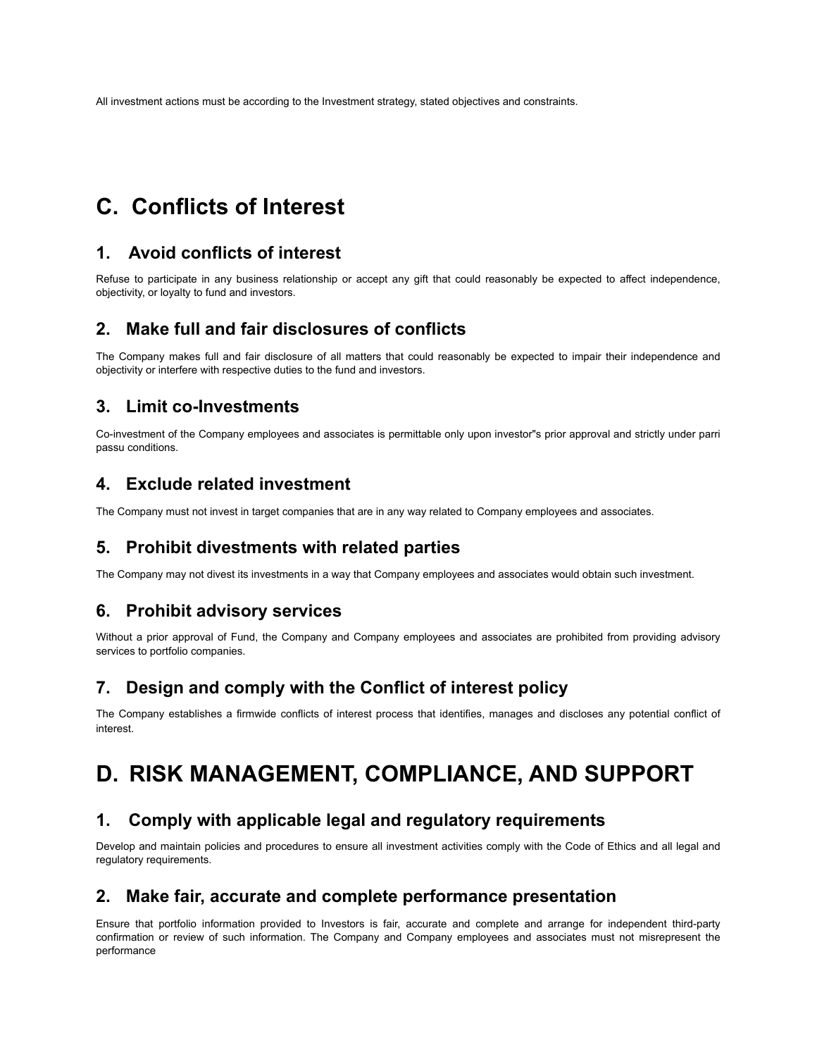All investment actions must be according to the Investment strategy, stated objectives and constraints.

# C. Conflicts of Interest

## 1. Avoid conflicts of interest

Refuse to participate in any business relationship or accept any gift that could reasonably be expected to affect independence, objectivity, or loyalty to fund and investors.

## 2. Make full and fair disclosures of conflicts

The Company makes full and fair disclosure of all matters that could reasonably be expected to impair their independence and objectivity or interfere with respective duties to the fund and investors.

## 3. Limit co-Investments

Co-investment of the Company employees and associates is permittable only upon investor"s prior approval and strictly under parri passu conditions.

## 4. Exclude related investment

The Company must not invest in target companies that are in any way related to Company employees and associates.

## 5. Prohibit divestments with related parties

The Company may not divest its investments in a way that Company employees and associates would obtain such investment.

## 6. Prohibit advisory services

Without a prior approval of Fund, the Company and Company employees and associates are prohibited from providing advisory services to portfolio companies.

## 7. Design and comply with the Conflict of interest policy

The Company establishes a firmwide conflicts of interest process that identifies, manages and discloses any potential conflict of interest.

# D. RISK MANAGEMENT, COMPLIANCE, AND SUPPORT

## 1. Comply with applicable legal and regulatory requirements

Develop and maintain policies and procedures to ensure all investment activities comply with the Code of Ethics and all legal and regulatory requirements.

## 2. Make fair, accurate and complete performance presentation

Ensure that portfolio information provided to Investors is fair, accurate and complete and arrange for independent third-party confirmation or review of such information. The Company and Company employees and associates must not misrepresent the performance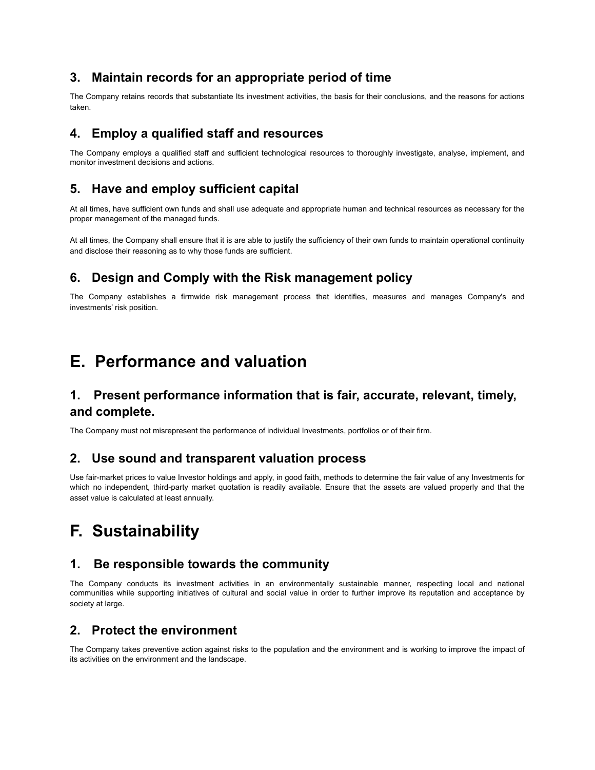### 3. Maintain records for an appropriate period of time

The Company retains records that substantiate Its investment activities, the basis for their conclusions, and the reasons for actions taken.

### 4. Employ a qualified staff and resources

The Company employs a qualified staff and sufficient technological resources to thoroughly investigate, analyse, implement, and monitor investment decisions and actions.

### 5. Have and employ sufficient capital

At all times, have sufficient own funds and shall use adequate and appropriate human and technical resources as necessary for the proper management of the managed funds.

At all times, the Company shall ensure that it is are able to justify the sufficiency of their own funds to maintain operational continuity and disclose their reasoning as to why those funds are sufficient.

### 6. Design and Comply with the Risk management policy

The Company establishes a firmwide risk management process that identifies, measures and manages Company's and investments' risk position.

# E. Performance and valuation

### 1. Present performance information that is fair, accurate, relevant, timely, and complete.

The Company must not misrepresent the performance of individual Investments, portfolios or of their firm.

### 2. Use sound and transparent valuation process

Use fair-market prices to value Investor holdings and apply, in good faith, methods to determine the fair value of any Investments for which no independent, third-party market quotation is readily available. Ensure that the assets are valued properly and that the asset value is calculated at least annually.

# F. Sustainability

### 1. Be responsible towards the community

The Company conducts its investment activities in an environmentally sustainable manner, respecting local and national communities while supporting initiatives of cultural and social value in order to further improve its reputation and acceptance by society at large.

### 2. Protect the environment

The Company takes preventive action against risks to the population and the environment and is working to improve the impact of its activities on the environment and the landscape.